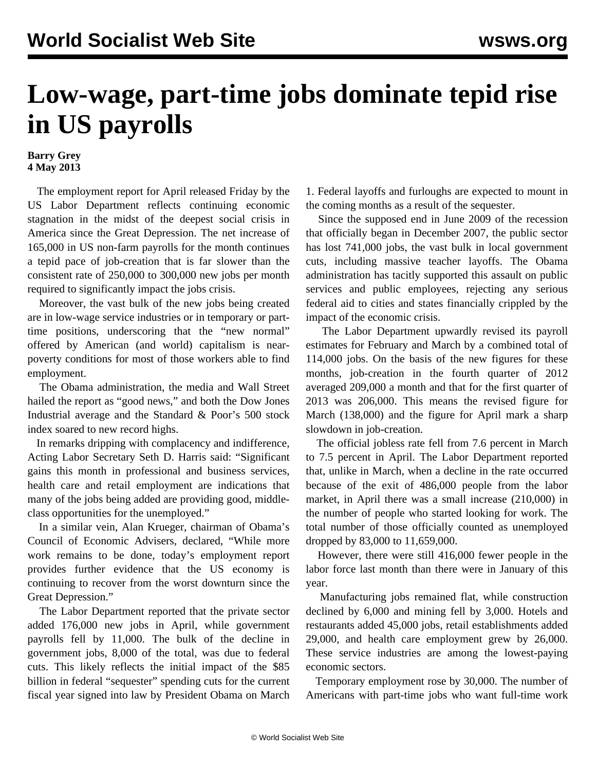# Low-wage, part-time jobs dominate tepid rise in US payrolls

**Barry Grey**
**4 May 2013**

The employment report for April released Friday by the US Labor Department reflects continuing economic stagnation in the midst of the deepest social crisis in America since the Great Depression. The net increase of 165,000 in US non-farm payrolls for the month continues a tepid pace of job-creation that is far slower than the consistent rate of 250,000 to 300,000 new jobs per month required to significantly impact the jobs crisis.

Moreover, the vast bulk of the new jobs being created are in low-wage service industries or in temporary or part-time positions, underscoring that the "new normal" offered by American (and world) capitalism is near-poverty conditions for most of those workers able to find employment.

The Obama administration, the media and Wall Street hailed the report as "good news," and both the Dow Jones Industrial average and the Standard & Poor's 500 stock index soared to new record highs.

In remarks dripping with complacency and indifference, Acting Labor Secretary Seth D. Harris said: "Significant gains this month in professional and business services, health care and retail employment are indications that many of the jobs being added are providing good, middle-class opportunities for the unemployed."

In a similar vein, Alan Krueger, chairman of Obama's Council of Economic Advisers, declared, "While more work remains to be done, today's employment report provides further evidence that the US economy is continuing to recover from the worst downturn since the Great Depression."

The Labor Department reported that the private sector added 176,000 new jobs in April, while government payrolls fell by 11,000. The bulk of the decline in government jobs, 8,000 of the total, was due to federal cuts. This likely reflects the initial impact of the $85 billion in federal "sequester" spending cuts for the current fiscal year signed into law by President Obama on March 1. Federal layoffs and furloughs are expected to mount in the coming months as a result of the sequester.

Since the supposed end in June 2009 of the recession that officially began in December 2007, the public sector has lost 741,000 jobs, the vast bulk in local government cuts, including massive teacher layoffs. The Obama administration has tacitly supported this assault on public services and public employees, rejecting any serious federal aid to cities and states financially crippled by the impact of the economic crisis.

The Labor Department upwardly revised its payroll estimates for February and March by a combined total of 114,000 jobs. On the basis of the new figures for these months, job-creation in the fourth quarter of 2012 averaged 209,000 a month and that for the first quarter of 2013 was 206,000. This means the revised figure for March (138,000) and the figure for April mark a sharp slowdown in job-creation.

The official jobless rate fell from 7.6 percent in March to 7.5 percent in April. The Labor Department reported that, unlike in March, when a decline in the rate occurred because of the exit of 486,000 people from the labor market, in April there was a small increase (210,000) in the number of people who started looking for work. The total number of those officially counted as unemployed dropped by 83,000 to 11,659,000.

However, there were still 416,000 fewer people in the labor force last month than there were in January of this year.

Manufacturing jobs remained flat, while construction declined by 6,000 and mining fell by 3,000. Hotels and restaurants added 45,000 jobs, retail establishments added 29,000, and health care employment grew by 26,000. These service industries are among the lowest-paying economic sectors.

Temporary employment rose by 30,000. The number of Americans with part-time jobs who want full-time work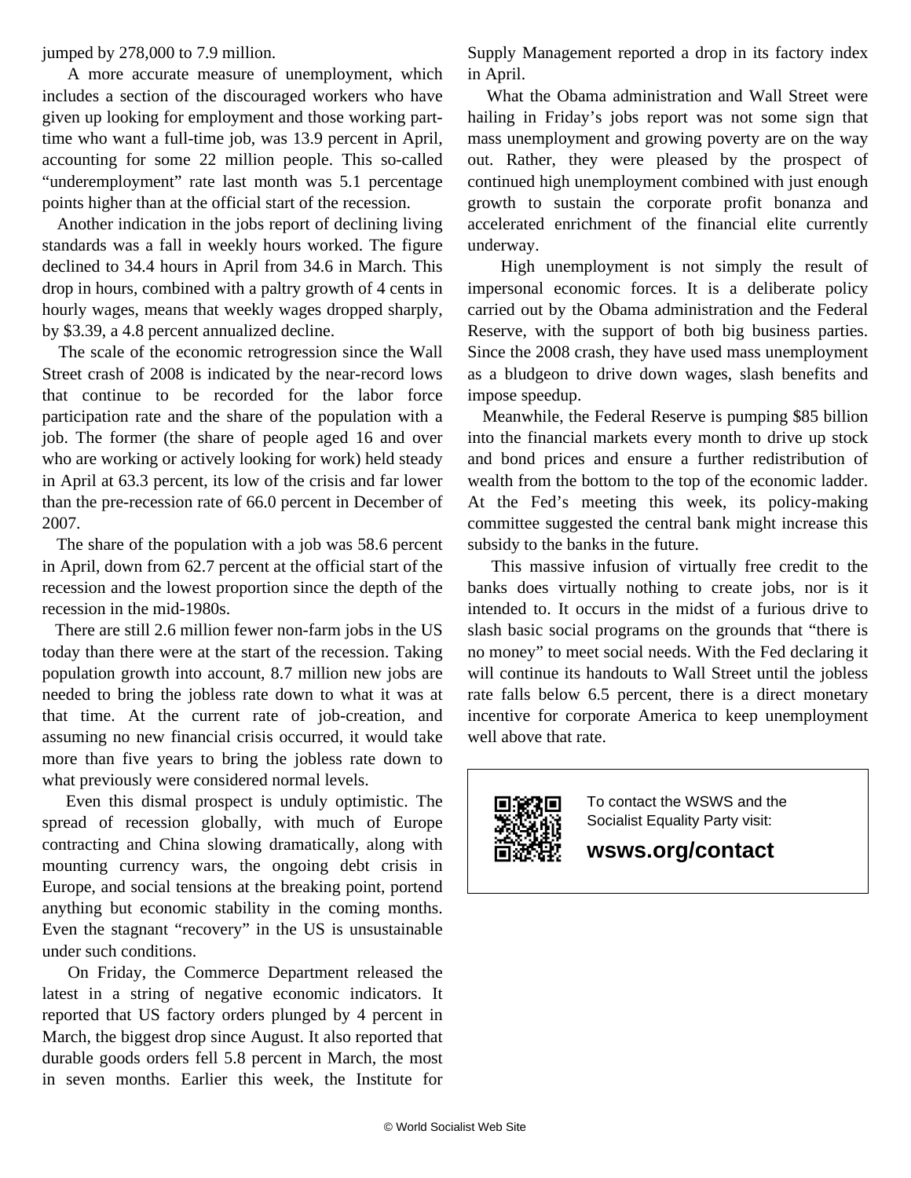jumped by 278,000 to 7.9 million.

A more accurate measure of unemployment, which includes a section of the discouraged workers who have given up looking for employment and those working part-time who want a full-time job, was 13.9 percent in April, accounting for some 22 million people. This so-called "underemployment" rate last month was 5.1 percentage points higher than at the official start of the recession.

Another indication in the jobs report of declining living standards was a fall in weekly hours worked. The figure declined to 34.4 hours in April from 34.6 in March. This drop in hours, combined with a paltry growth of 4 cents in hourly wages, means that weekly wages dropped sharply, by $3.39, a 4.8 percent annualized decline.

The scale of the economic retrogression since the Wall Street crash of 2008 is indicated by the near-record lows that continue to be recorded for the labor force participation rate and the share of the population with a job. The former (the share of people aged 16 and over who are working or actively looking for work) held steady in April at 63.3 percent, its low of the crisis and far lower than the pre-recession rate of 66.0 percent in December of 2007.

The share of the population with a job was 58.6 percent in April, down from 62.7 percent at the official start of the recession and the lowest proportion since the depth of the recession in the mid-1980s.

There are still 2.6 million fewer non-farm jobs in the US today than there were at the start of the recession. Taking population growth into account, 8.7 million new jobs are needed to bring the jobless rate down to what it was at that time. At the current rate of job-creation, and assuming no new financial crisis occurred, it would take more than five years to bring the jobless rate down to what previously were considered normal levels.

Even this dismal prospect is unduly optimistic. The spread of recession globally, with much of Europe contracting and China slowing dramatically, along with mounting currency wars, the ongoing debt crisis in Europe, and social tensions at the breaking point, portend anything but economic stability in the coming months. Even the stagnant "recovery" in the US is unsustainable under such conditions.

On Friday, the Commerce Department released the latest in a string of negative economic indicators. It reported that US factory orders plunged by 4 percent in March, the biggest drop since August. It also reported that durable goods orders fell 5.8 percent in March, the most in seven months. Earlier this week, the Institute for Supply Management reported a drop in its factory index in April.

What the Obama administration and Wall Street were hailing in Friday's jobs report was not some sign that mass unemployment and growing poverty are on the way out. Rather, they were pleased by the prospect of continued high unemployment combined with just enough growth to sustain the corporate profit bonanza and accelerated enrichment of the financial elite currently underway.

High unemployment is not simply the result of impersonal economic forces. It is a deliberate policy carried out by the Obama administration and the Federal Reserve, with the support of both big business parties. Since the 2008 crash, they have used mass unemployment as a bludgeon to drive down wages, slash benefits and impose speedup.

Meanwhile, the Federal Reserve is pumping $85 billion into the financial markets every month to drive up stock and bond prices and ensure a further redistribution of wealth from the bottom to the top of the economic ladder. At the Fed's meeting this week, its policy-making committee suggested the central bank might increase this subsidy to the banks in the future.

This massive infusion of virtually free credit to the banks does virtually nothing to create jobs, nor is it intended to. It occurs in the midst of a furious drive to slash basic social programs on the grounds that "there is no money" to meet social needs. With the Fed declaring it will continue its handouts to Wall Street until the jobless rate falls below 6.5 percent, there is a direct monetary incentive for corporate America to keep unemployment well above that rate.

To contact the WSWS and the Socialist Equality Party visit:

**wsws.org/contact**